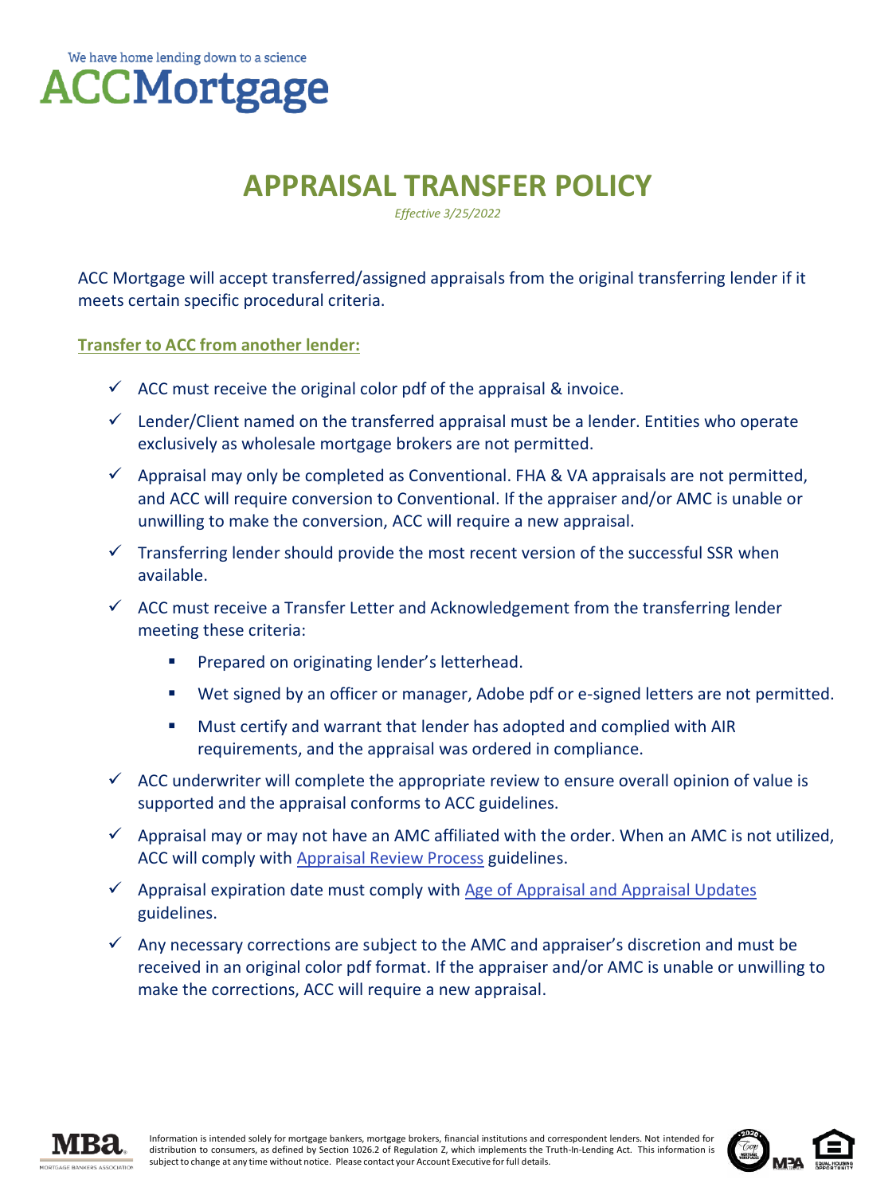We have home lending down to a science

ACCMortgage

# APPRAISAL TRANSFER POLICY

*Effective 3/25/2022*

ACC Mortgage will accept transferred/assigned appraisals from the original transferring lender if it meets certain specific procedural criteria.

## Transfer to ACC from another lender:

- ✓ ACC must receive the original color pdf of the appraisal & invoice.
- ✓ Lender/Client named on the transferred appraisal must be a lender. Entities who operate exclusively as wholesale mortgage brokers are not permitted.
- ✓ Appraisal may only be completed as Conventional. FHA & VA appraisals are not permitted, and ACC will require conversion to Conventional. If the appraiser and/or AMC is unable or unwilling to make the conversion, ACC will require a new appraisal.
- ✓ Transferring lender should provide the most recent version of the successful SSR when available.
- ✓ ACC must receive a Transfer Letter and Acknowledgement from the transferring lender meeting these criteria:
  - Prepared on originating lender's letterhead.
  - Wet signed by an officer or manager, Adobe pdf or e-signed letters are not permitted.
  - Must certify and warrant that lender has adopted and complied with AIR requirements, and the appraisal was ordered in compliance.
- ✓ ACC underwriter will complete the appropriate review to ensure overall opinion of value is supported and the appraisal conforms to ACC guidelines.
- ✓ Appraisal may or may not have an AMC affiliated with the order. When an AMC is not utilized, ACC will comply with Appraisal Review Process guidelines.
- ✓ Appraisal expiration date must comply with Age of Appraisal and Appraisal Updates guidelines.
- ✓ Any necessary corrections are subject to the AMC and appraiser's discretion and must be received in an original color pdf format. If the appraiser and/or AMC is unable or unwilling to make the corrections, ACC will require a new appraisal.

Information is intended solely for mortgage bankers, mortgage brokers, financial institutions and correspondent lenders. Not intended for distribution to consumers, as defined by Section 1026.2 of Regulation Z, which implements the Truth-In-Lending Act. This information is subject to change at any time without notice. Please contact your Account Executive for full details.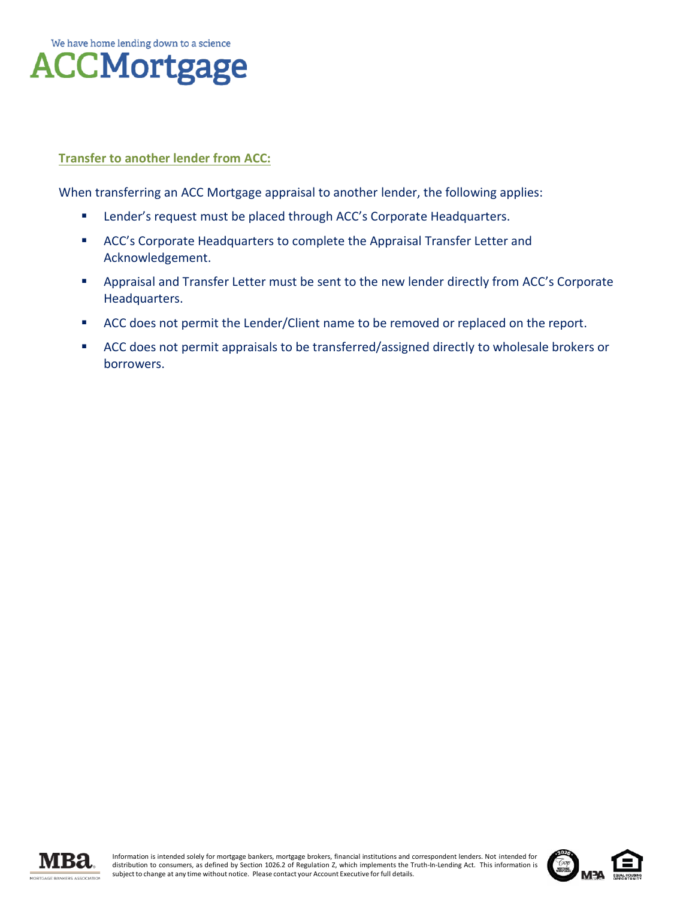We have home lending down to a science

ACCMortgage

## Transfer to another lender from ACC:

When transferring an ACC Mortgage appraisal to another lender, the following applies:

- Lender's request must be placed through ACC's Corporate Headquarters.
- ACC's Corporate Headquarters to complete the Appraisal Transfer Letter and Acknowledgement.
- Appraisal and Transfer Letter must be sent to the new lender directly from ACC's Corporate Headquarters.
- ACC does not permit the Lender/Client name to be removed or replaced on the report.
- ACC does not permit appraisals to be transferred/assigned directly to wholesale brokers or borrowers.

Information is intended solely for mortgage bankers, mortgage brokers, financial institutions and correspondent lenders. Not intended for distribution to consumers, as defined by Section 1026.2 of Regulation Z, which implements the Truth-In-Lending Act. This information is subject to change at any time without notice. Please contact your Account Executive for full details.